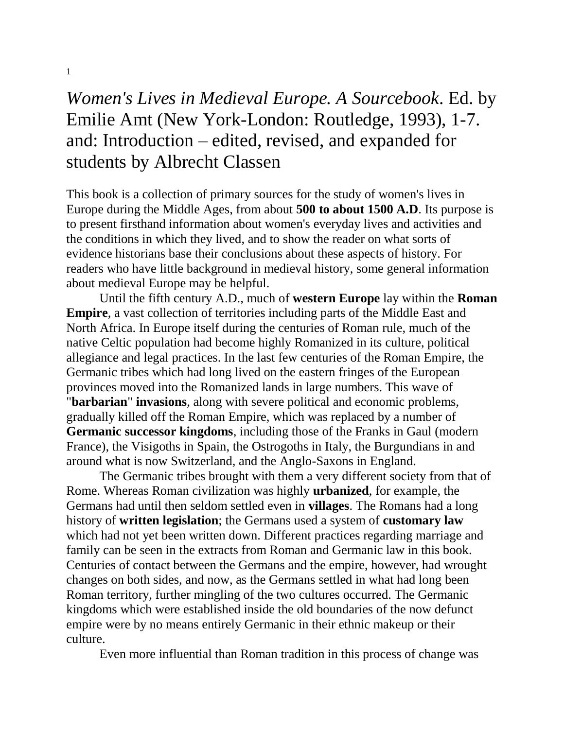# *Women's Lives in Medieval Europe. A Sourcebook*. Ed. by Emilie Amt (New York-London: Routledge, 1993), 1-7. and: Introduction – edited, revised, and expanded for students by Albrecht Classen

This book is a collection of primary sources for the study of women's lives in Europe during the Middle Ages, from about **500 to about 1500 A.D**. Its purpose is to present firsthand information about women's everyday lives and activities and the conditions in which they lived, and to show the reader on what sorts of evidence historians base their conclusions about these aspects of history. For readers who have little background in medieval history, some general information about medieval Europe may be helpful.

Until the fifth century A.D., much of **western Europe** lay within the **Roman Empire**, a vast collection of territories including parts of the Middle East and North Africa. In Europe itself during the centuries of Roman rule, much of the native Celtic population had become highly Romanized in its culture, political allegiance and legal practices. In the last few centuries of the Roman Empire, the Germanic tribes which had long lived on the eastern fringes of the European provinces moved into the Romanized lands in large numbers. This wave of "**barbarian**" **invasions**, along with severe political and economic problems, gradually killed off the Roman Empire, which was replaced by a number of **Germanic successor kingdoms**, including those of the Franks in Gaul (modern France), the Visigoths in Spain, the Ostrogoths in Italy, the Burgundians in and around what is now Switzerland, and the Anglo-Saxons in England.

The Germanic tribes brought with them a very different society from that of Rome. Whereas Roman civilization was highly **urbanized**, for example, the Germans had until then seldom settled even in **villages**. The Romans had a long history of **written legislation**; the Germans used a system of **customary law** which had not yet been written down. Different practices regarding marriage and family can be seen in the extracts from Roman and Germanic law in this book. Centuries of contact between the Germans and the empire, however, had wrought changes on both sides, and now, as the Germans settled in what had long been Roman territory, further mingling of the two cultures occurred. The Germanic kingdoms which were established inside the old boundaries of the now defunct empire were by no means entirely Germanic in their ethnic makeup or their culture.

Even more influential than Roman tradition in this process of change was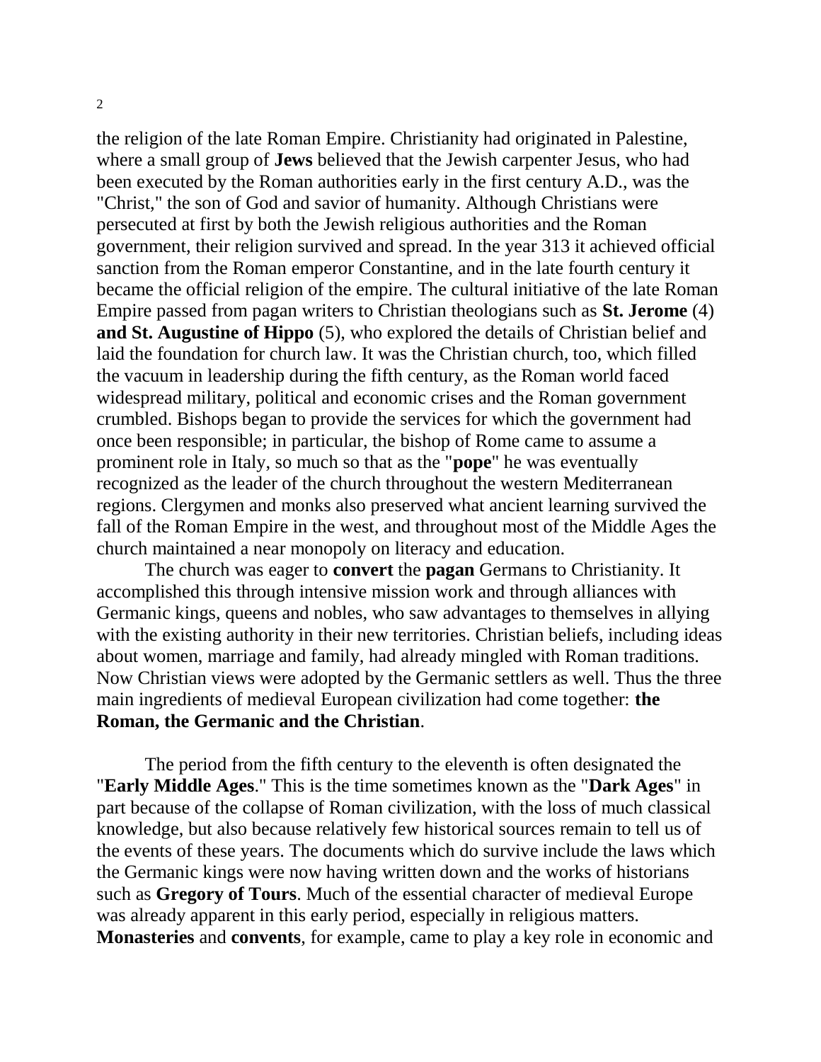the religion of the late Roman Empire. Christianity had originated in Palestine, where a small group of **Jews** believed that the Jewish carpenter Jesus, who had been executed by the Roman authorities early in the first century A.D., was the "Christ," the son of God and savior of humanity. Although Christians were persecuted at first by both the Jewish religious authorities and the Roman government, their religion survived and spread. In the year 313 it achieved official sanction from the Roman emperor Constantine, and in the late fourth century it became the official religion of the empire. The cultural initiative of the late Roman Empire passed from pagan writers to Christian theologians such as **St. Jerome** (4) **and St. Augustine of Hippo** (5), who explored the details of Christian belief and laid the foundation for church law. It was the Christian church, too, which filled the vacuum in leadership during the fifth century, as the Roman world faced widespread military, political and economic crises and the Roman government crumbled. Bishops began to provide the services for which the government had once been responsible; in particular, the bishop of Rome came to assume a prominent role in Italy, so much so that as the "**pope**" he was eventually recognized as the leader of the church throughout the western Mediterranean regions. Clergymen and monks also preserved what ancient learning survived the fall of the Roman Empire in the west, and throughout most of the Middle Ages the church maintained a near monopoly on literacy and education.

The church was eager to **convert** the **pagan** Germans to Christianity. It accomplished this through intensive mission work and through alliances with Germanic kings, queens and nobles, who saw advantages to themselves in allying with the existing authority in their new territories. Christian beliefs, including ideas about women, marriage and family, had already mingled with Roman traditions. Now Christian views were adopted by the Germanic settlers as well. Thus the three main ingredients of medieval European civilization had come together: **the Roman, the Germanic and the Christian**.

The period from the fifth century to the eleventh is often designated the "**Early Middle Ages**." This is the time sometimes known as the "**Dark Ages**" in part because of the collapse of Roman civilization, with the loss of much classical knowledge, but also because relatively few historical sources remain to tell us of the events of these years. The documents which do survive include the laws which the Germanic kings were now having written down and the works of historians such as **Gregory of Tours**. Much of the essential character of medieval Europe was already apparent in this early period, especially in religious matters. **Monasteries** and **convents**, for example, came to play a key role in economic and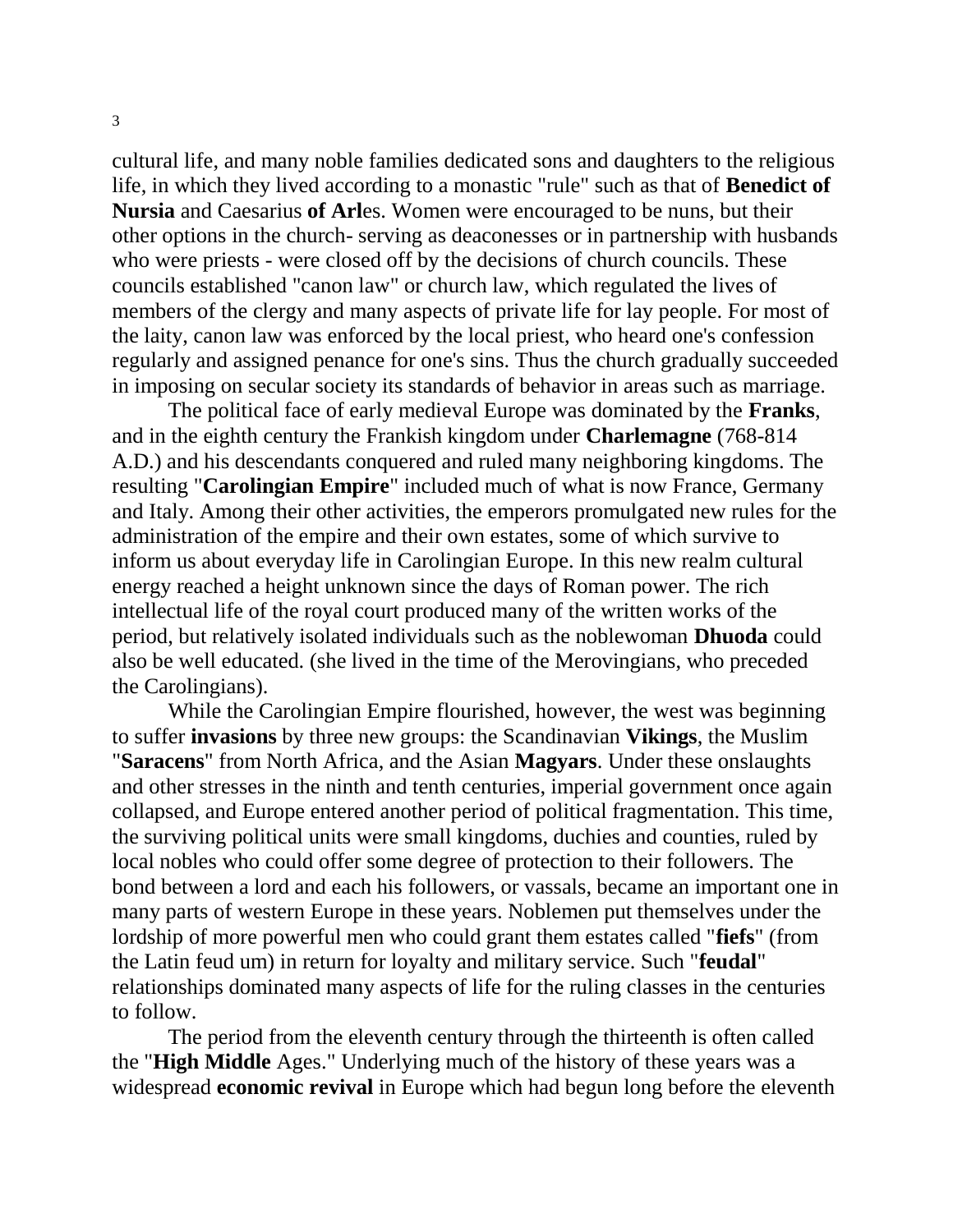cultural life, and many noble families dedicated sons and daughters to the religious life, in which they lived according to a monastic "rule" such as that of **Benedict of Nursia** and Caesarius **of Arl**es. Women were encouraged to be nuns, but their other options in the church- serving as deaconesses or in partnership with husbands who were priests - were closed off by the decisions of church councils. These councils established "canon law" or church law, which regulated the lives of members of the clergy and many aspects of private life for lay people. For most of the laity, canon law was enforced by the local priest, who heard one's confession regularly and assigned penance for one's sins. Thus the church gradually succeeded in imposing on secular society its standards of behavior in areas such as marriage.

The political face of early medieval Europe was dominated by the **Franks**, and in the eighth century the Frankish kingdom under **Charlemagne** (768-814 A.D.) and his descendants conquered and ruled many neighboring kingdoms. The resulting "**Carolingian Empire**" included much of what is now France, Germany and Italy. Among their other activities, the emperors promulgated new rules for the administration of the empire and their own estates, some of which survive to inform us about everyday life in Carolingian Europe. In this new realm cultural energy reached a height unknown since the days of Roman power. The rich intellectual life of the royal court produced many of the written works of the period, but relatively isolated individuals such as the noblewoman **Dhuoda** could also be well educated. (she lived in the time of the Merovingians, who preceded the Carolingians).

While the Carolingian Empire flourished, however, the west was beginning to suffer **invasions** by three new groups: the Scandinavian **Vikings**, the Muslim "**Saracens**" from North Africa, and the Asian **Magyars**. Under these onslaughts and other stresses in the ninth and tenth centuries, imperial government once again collapsed, and Europe entered another period of political fragmentation. This time, the surviving political units were small kingdoms, duchies and counties, ruled by local nobles who could offer some degree of protection to their followers. The bond between a lord and each his followers, or vassals, became an important one in many parts of western Europe in these years. Noblemen put themselves under the lordship of more powerful men who could grant them estates called "**fiefs**" (from the Latin feud um) in return for loyalty and military service. Such "**feudal**" relationships dominated many aspects of life for the ruling classes in the centuries to follow.

The period from the eleventh century through the thirteenth is often called the "**High Middle** Ages." Underlying much of the history of these years was a widespread **economic revival** in Europe which had begun long before the eleventh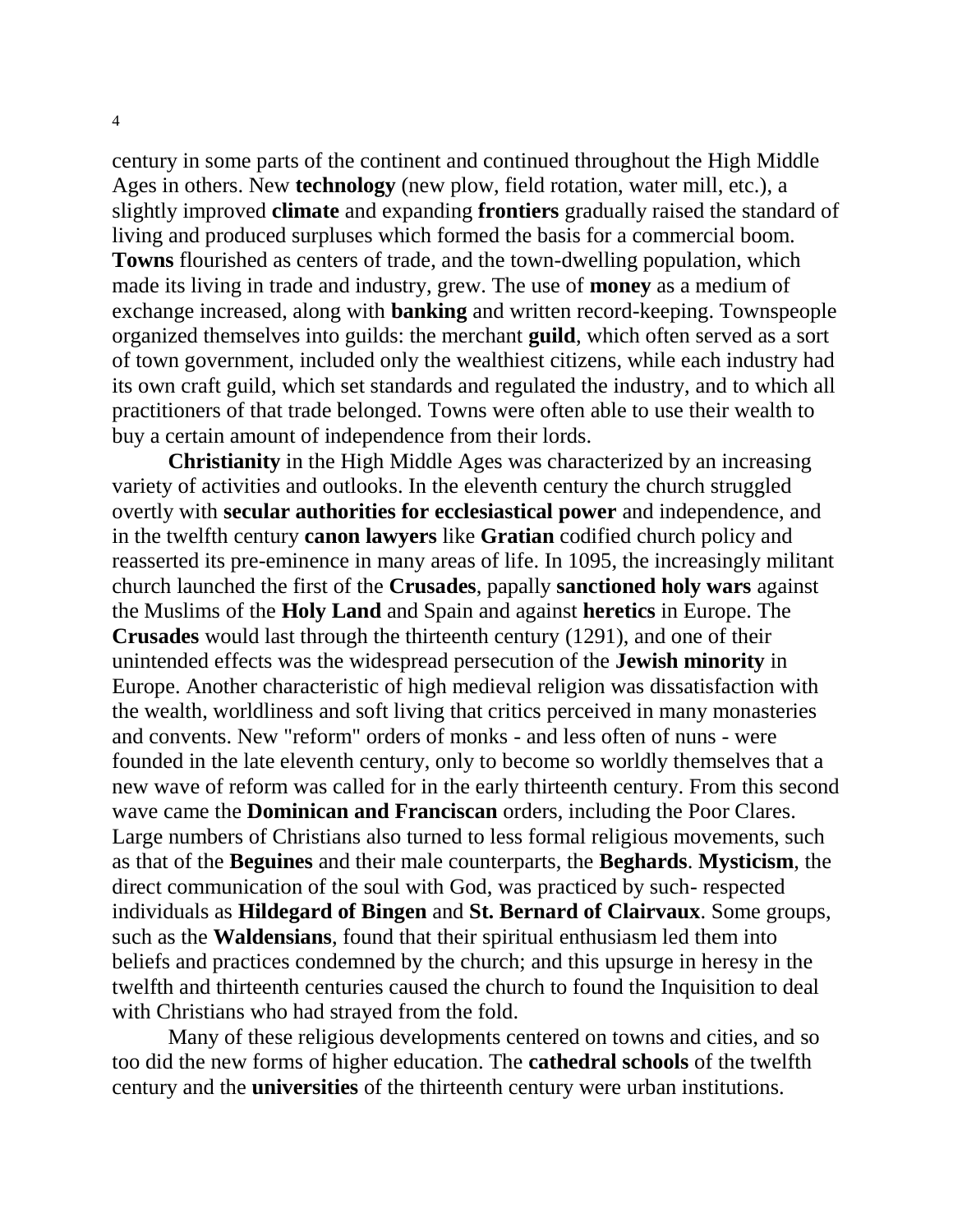century in some parts of the continent and continued throughout the High Middle Ages in others. New **technology** (new plow, field rotation, water mill, etc.), a slightly improved **climate** and expanding **frontiers** gradually raised the standard of living and produced surpluses which formed the basis for a commercial boom. **Towns** flourished as centers of trade, and the town-dwelling population, which made its living in trade and industry, grew. The use of **money** as a medium of exchange increased, along with **banking** and written record-keeping. Townspeople organized themselves into guilds: the merchant **guild**, which often served as a sort of town government, included only the wealthiest citizens, while each industry had its own craft guild, which set standards and regulated the industry, and to which all practitioners of that trade belonged. Towns were often able to use their wealth to buy a certain amount of independence from their lords.

**Christianity** in the High Middle Ages was characterized by an increasing variety of activities and outlooks. In the eleventh century the church struggled overtly with **secular authorities for ecclesiastical power** and independence, and in the twelfth century **canon lawyers** like **Gratian** codified church policy and reasserted its pre-eminence in many areas of life. In 1095, the increasingly militant church launched the first of the **Crusades**, papally **sanctioned holy wars** against the Muslims of the **Holy Land** and Spain and against **heretics** in Europe. The **Crusades** would last through the thirteenth century (1291), and one of their unintended effects was the widespread persecution of the **Jewish minority** in Europe. Another characteristic of high medieval religion was dissatisfaction with the wealth, worldliness and soft living that critics perceived in many monasteries and convents. New "reform" orders of monks - and less often of nuns - were founded in the late eleventh century, only to become so worldly themselves that a new wave of reform was called for in the early thirteenth century. From this second wave came the **Dominican and Franciscan** orders, including the Poor Clares. Large numbers of Christians also turned to less formal religious movements, such as that of the **Beguines** and their male counterparts, the **Beghards**. **Mysticism**, the direct communication of the soul with God, was practiced by such- respected individuals as **Hildegard of Bingen** and **St. Bernard of Clairvaux**. Some groups, such as the **Waldensians**, found that their spiritual enthusiasm led them into beliefs and practices condemned by the church; and this upsurge in heresy in the twelfth and thirteenth centuries caused the church to found the Inquisition to deal with Christians who had strayed from the fold.

Many of these religious developments centered on towns and cities, and so too did the new forms of higher education. The **cathedral schools** of the twelfth century and the **universities** of the thirteenth century were urban institutions.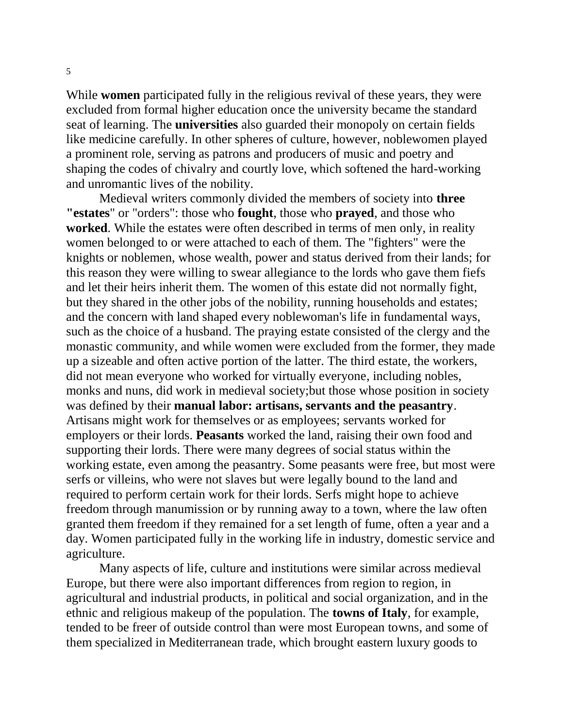While **women** participated fully in the religious revival of these years, they were excluded from formal higher education once the university became the standard seat of learning. The **universities** also guarded their monopoly on certain fields like medicine carefully. In other spheres of culture, however, noblewomen played a prominent role, serving as patrons and producers of music and poetry and shaping the codes of chivalry and courtly love, which softened the hard-working and unromantic lives of the nobility.

Medieval writers commonly divided the members of society into **three "estates**" or "orders": those who **fought**, those who **prayed**, and those who **worked**. While the estates were often described in terms of men only, in reality women belonged to or were attached to each of them. The "fighters" were the knights or noblemen, whose wealth, power and status derived from their lands; for this reason they were willing to swear allegiance to the lords who gave them fiefs and let their heirs inherit them. The women of this estate did not normally fight, but they shared in the other jobs of the nobility, running households and estates; and the concern with land shaped every noblewoman's life in fundamental ways, such as the choice of a husband. The praying estate consisted of the clergy and the monastic community, and while women were excluded from the former, they made up a sizeable and often active portion of the latter. The third estate, the workers, did not mean everyone who worked for virtually everyone, including nobles, monks and nuns, did work in medieval society;but those whose position in society was defined by their **manual labor: artisans, servants and the peasantry**. Artisans might work for themselves or as employees; servants worked for employers or their lords. **Peasants** worked the land, raising their own food and supporting their lords. There were many degrees of social status within the working estate, even among the peasantry. Some peasants were free, but most were serfs or villeins, who were not slaves but were legally bound to the land and required to perform certain work for their lords. Serfs might hope to achieve freedom through manumission or by running away to a town, where the law often granted them freedom if they remained for a set length of fume, often a year and a day. Women participated fully in the working life in industry, domestic service and agriculture.

Many aspects of life, culture and institutions were similar across medieval Europe, but there were also important differences from region to region, in agricultural and industrial products, in political and social organization, and in the ethnic and religious makeup of the population. The **towns of Italy**, for example, tended to be freer of outside control than were most European towns, and some of them specialized in Mediterranean trade, which brought eastern luxury goods to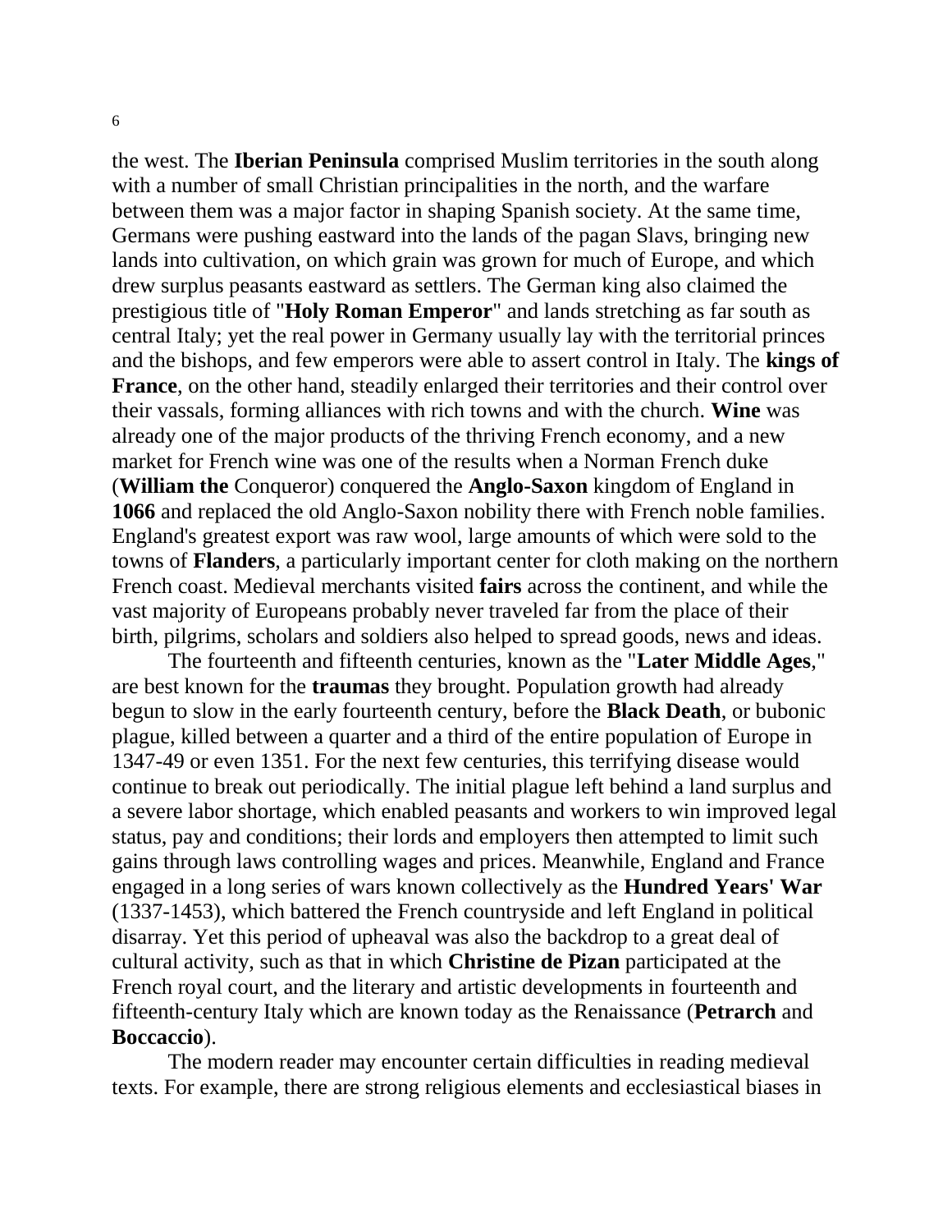the west. The **Iberian Peninsula** comprised Muslim territories in the south along with a number of small Christian principalities in the north, and the warfare between them was a major factor in shaping Spanish society. At the same time, Germans were pushing eastward into the lands of the pagan Slavs, bringing new lands into cultivation, on which grain was grown for much of Europe, and which drew surplus peasants eastward as settlers. The German king also claimed the prestigious title of "**Holy Roman Emperor**" and lands stretching as far south as central Italy; yet the real power in Germany usually lay with the territorial princes and the bishops, and few emperors were able to assert control in Italy. The **kings of France**, on the other hand, steadily enlarged their territories and their control over their vassals, forming alliances with rich towns and with the church. **Wine** was already one of the major products of the thriving French economy, and a new market for French wine was one of the results when a Norman French duke (**William the** Conqueror) conquered the **Anglo-Saxon** kingdom of England in **1066** and replaced the old Anglo-Saxon nobility there with French noble families. England's greatest export was raw wool, large amounts of which were sold to the towns of **Flanders**, a particularly important center for cloth making on the northern French coast. Medieval merchants visited **fairs** across the continent, and while the vast majority of Europeans probably never traveled far from the place of their birth, pilgrims, scholars and soldiers also helped to spread goods, news and ideas.

The fourteenth and fifteenth centuries, known as the "**Later Middle Ages**," are best known for the **traumas** they brought. Population growth had already begun to slow in the early fourteenth century, before the **Black Death**, or bubonic plague, killed between a quarter and a third of the entire population of Europe in 1347-49 or even 1351. For the next few centuries, this terrifying disease would continue to break out periodically. The initial plague left behind a land surplus and a severe labor shortage, which enabled peasants and workers to win improved legal status, pay and conditions; their lords and employers then attempted to limit such gains through laws controlling wages and prices. Meanwhile, England and France engaged in a long series of wars known collectively as the **Hundred Years' War** (1337-1453), which battered the French countryside and left England in political disarray. Yet this period of upheaval was also the backdrop to a great deal of cultural activity, such as that in which **Christine de Pizan** participated at the French royal court, and the literary and artistic developments in fourteenth and fifteenth-century Italy which are known today as the Renaissance (**Petrarch** and **Boccaccio**).

The modern reader may encounter certain difficulties in reading medieval texts. For example, there are strong religious elements and ecclesiastical biases in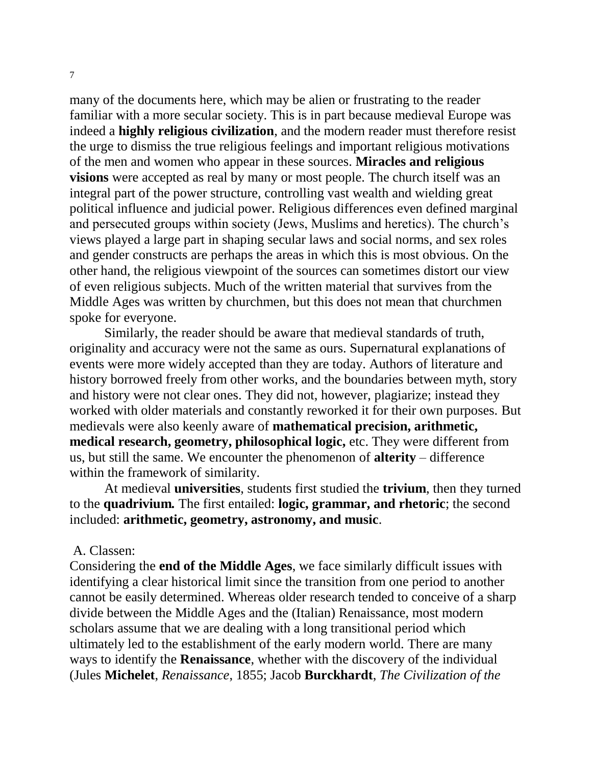many of the documents here, which may be alien or frustrating to the reader familiar with a more secular society. This is in part because medieval Europe was indeed a **highly religious civilization**, and the modern reader must therefore resist the urge to dismiss the true religious feelings and important religious motivations of the men and women who appear in these sources. **Miracles and religious visions** were accepted as real by many or most people. The church itself was an integral part of the power structure, controlling vast wealth and wielding great political influence and judicial power. Religious differences even defined marginal and persecuted groups within society (Jews, Muslims and heretics). The church's views played a large part in shaping secular laws and social norms, and sex roles and gender constructs are perhaps the areas in which this is most obvious. On the other hand, the religious viewpoint of the sources can sometimes distort our view of even religious subjects. Much of the written material that survives from the Middle Ages was written by churchmen, but this does not mean that churchmen spoke for everyone.

Similarly, the reader should be aware that medieval standards of truth, originality and accuracy were not the same as ours. Supernatural explanations of events were more widely accepted than they are today. Authors of literature and history borrowed freely from other works, and the boundaries between myth, story and history were not clear ones. They did not, however, plagiarize; instead they worked with older materials and constantly reworked it for their own purposes. But medievals were also keenly aware of **mathematical precision, arithmetic, medical research, geometry, philosophical logic,** etc. They were different from us, but still the same. We encounter the phenomenon of **alterity** – difference within the framework of similarity.

At medieval **universities**, students first studied the **trivium**, then they turned to the ***quadrivium.*** The first entailed: **logic, grammar, and rhetoric**; the second included: **arithmetic, geometry, astronomy, and music**.

A. Classen:

Considering the **end of the Middle Ages**, we face similarly difficult issues with identifying a clear historical limit since the transition from one period to another cannot be easily determined. Whereas older research tended to conceive of a sharp divide between the Middle Ages and the (Italian) Renaissance, most modern scholars assume that we are dealing with a long transitional period which ultimately led to the establishment of the early modern world. There are many ways to identify the **Renaissance**, whether with the discovery of the individual (Jules **Michelet**, *Renaissance*, 1855; Jacob **Burckhardt**, *The Civilization of the*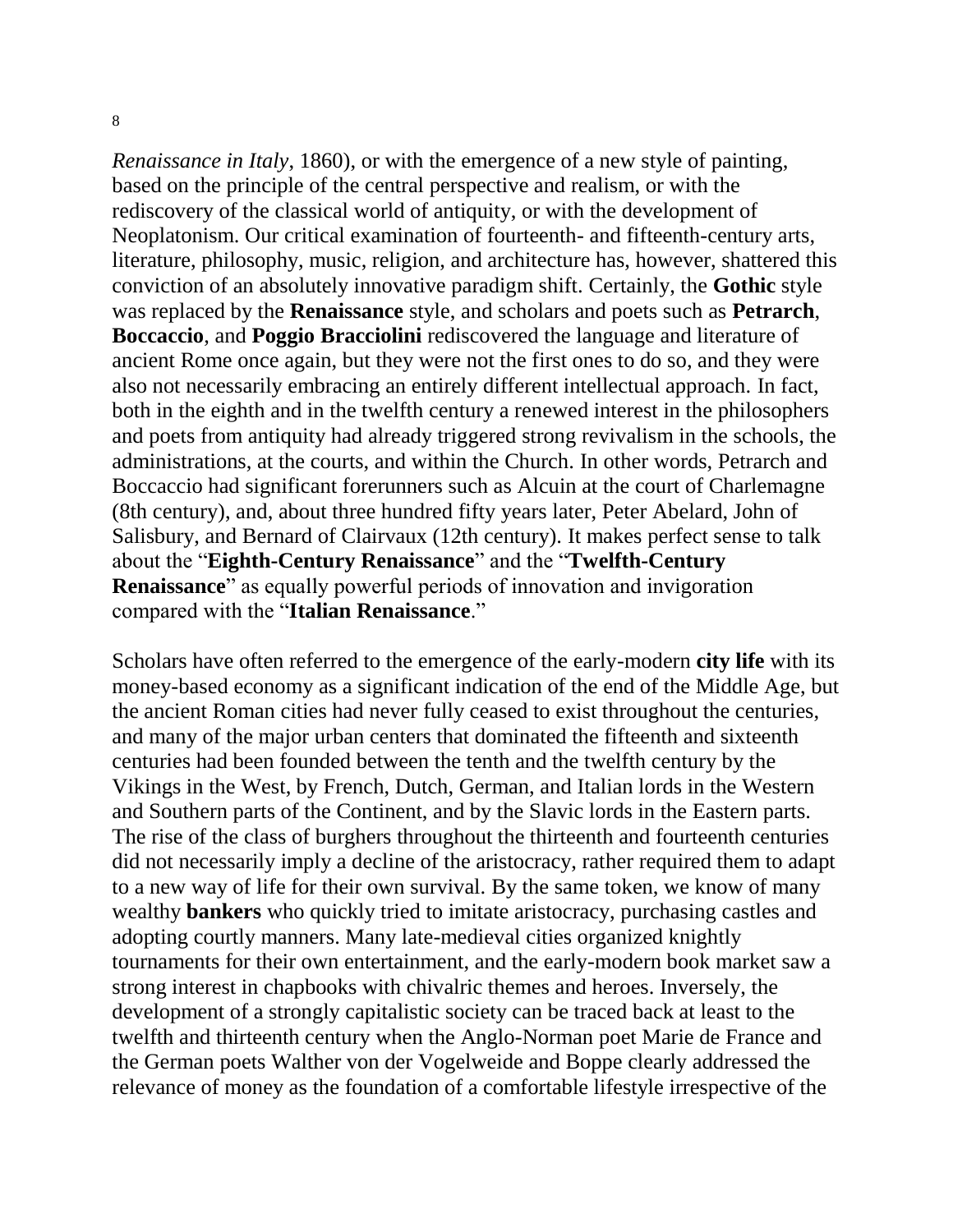*Renaissance in Italy*, 1860), or with the emergence of a new style of painting, based on the principle of the central perspective and realism, or with the rediscovery of the classical world of antiquity, or with the development of Neoplatonism. Our critical examination of fourteenth- and fifteenth-century arts, literature, philosophy, music, religion, and architecture has, however, shattered this conviction of an absolutely innovative paradigm shift. Certainly, the **Gothic** style was replaced by the **Renaissance** style, and scholars and poets such as **Petrarch**, **Boccaccio**, and **Poggio Bracciolini** rediscovered the language and literature of ancient Rome once again, but they were not the first ones to do so, and they were also not necessarily embracing an entirely different intellectual approach. In fact, both in the eighth and in the twelfth century a renewed interest in the philosophers and poets from antiquity had already triggered strong revivalism in the schools, the administrations, at the courts, and within the Church. In other words, Petrarch and Boccaccio had significant forerunners such as Alcuin at the court of Charlemagne (8th century), and, about three hundred fifty years later, Peter Abelard, John of Salisbury, and Bernard of Clairvaux (12th century). It makes perfect sense to talk about the "**Eighth-Century Renaissance**" and the "**Twelfth-Century Renaissance**" as equally powerful periods of innovation and invigoration compared with the "**Italian Renaissance**."

Scholars have often referred to the emergence of the early-modern **city life** with its money-based economy as a significant indication of the end of the Middle Age, but the ancient Roman cities had never fully ceased to exist throughout the centuries, and many of the major urban centers that dominated the fifteenth and sixteenth centuries had been founded between the tenth and the twelfth century by the Vikings in the West, by French, Dutch, German, and Italian lords in the Western and Southern parts of the Continent, and by the Slavic lords in the Eastern parts. The rise of the class of burghers throughout the thirteenth and fourteenth centuries did not necessarily imply a decline of the aristocracy, rather required them to adapt to a new way of life for their own survival. By the same token, we know of many wealthy **bankers** who quickly tried to imitate aristocracy, purchasing castles and adopting courtly manners. Many late-medieval cities organized knightly tournaments for their own entertainment, and the early-modern book market saw a strong interest in chapbooks with chivalric themes and heroes. Inversely, the development of a strongly capitalistic society can be traced back at least to the twelfth and thirteenth century when the Anglo-Norman poet Marie de France and the German poets Walther von der Vogelweide and Boppe clearly addressed the relevance of money as the foundation of a comfortable lifestyle irrespective of the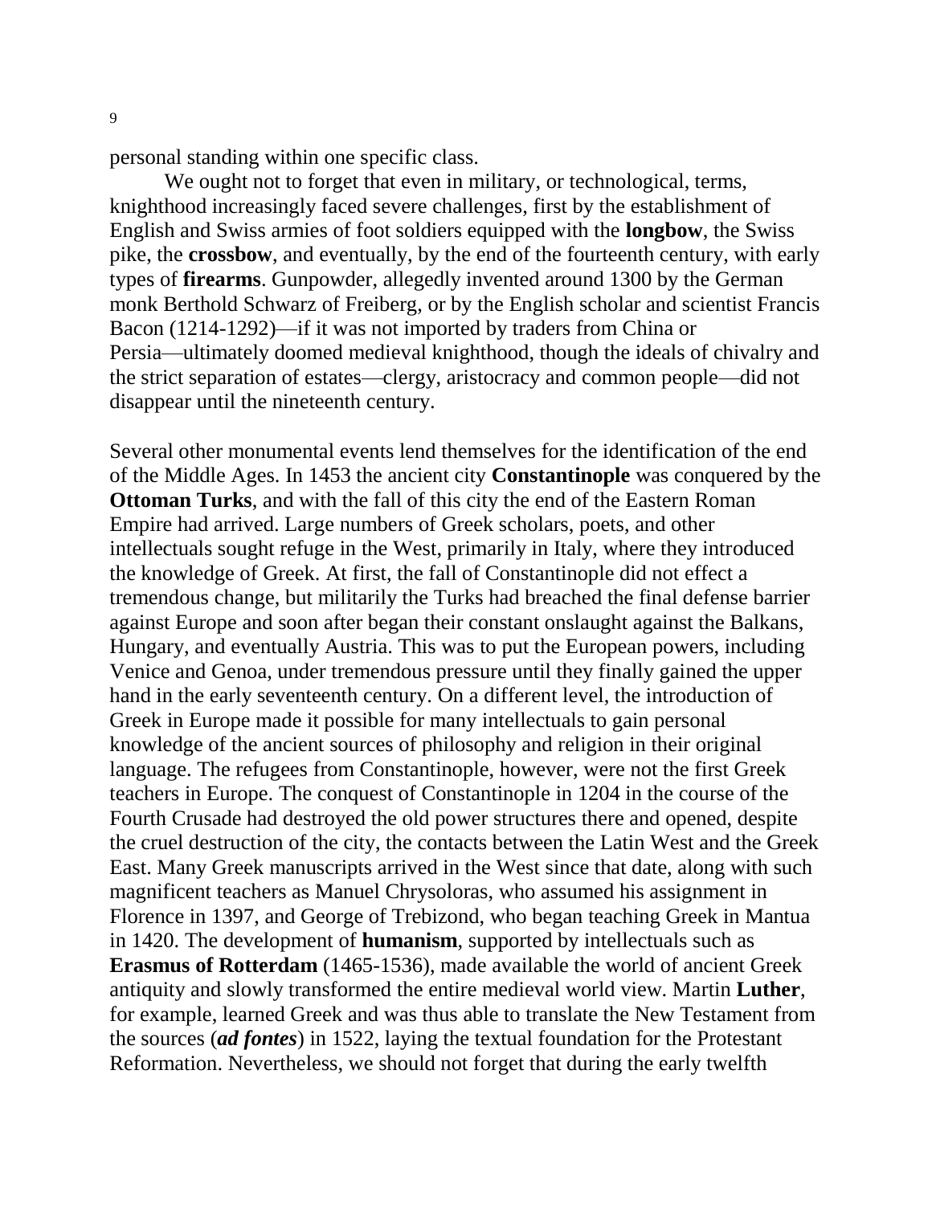personal standing within one specific class.

We ought not to forget that even in military, or technological, terms, knighthood increasingly faced severe challenges, first by the establishment of English and Swiss armies of foot soldiers equipped with the **longbow**, the Swiss pike, the **crossbow**, and eventually, by the end of the fourteenth century, with early types of **firearms**. Gunpowder, allegedly invented around 1300 by the German monk Berthold Schwarz of Freiberg, or by the English scholar and scientist Francis Bacon (1214-1292)—if it was not imported by traders from China or Persia—ultimately doomed medieval knighthood, though the ideals of chivalry and the strict separation of estates—clergy, aristocracy and common people—did not disappear until the nineteenth century.

Several other monumental events lend themselves for the identification of the end of the Middle Ages. In 1453 the ancient city **Constantinople** was conquered by the **Ottoman Turks**, and with the fall of this city the end of the Eastern Roman Empire had arrived. Large numbers of Greek scholars, poets, and other intellectuals sought refuge in the West, primarily in Italy, where they introduced the knowledge of Greek. At first, the fall of Constantinople did not effect a tremendous change, but militarily the Turks had breached the final defense barrier against Europe and soon after began their constant onslaught against the Balkans, Hungary, and eventually Austria. This was to put the European powers, including Venice and Genoa, under tremendous pressure until they finally gained the upper hand in the early seventeenth century. On a different level, the introduction of Greek in Europe made it possible for many intellectuals to gain personal knowledge of the ancient sources of philosophy and religion in their original language. The refugees from Constantinople, however, were not the first Greek teachers in Europe. The conquest of Constantinople in 1204 in the course of the Fourth Crusade had destroyed the old power structures there and opened, despite the cruel destruction of the city, the contacts between the Latin West and the Greek East. Many Greek manuscripts arrived in the West since that date, along with such magnificent teachers as Manuel Chrysoloras, who assumed his assignment in Florence in 1397, and George of Trebizond, who began teaching Greek in Mantua in 1420. The development of **humanism**, supported by intellectuals such as **Erasmus of Rotterdam** (1465-1536), made available the world of ancient Greek antiquity and slowly transformed the entire medieval world view. Martin **Luther**, for example, learned Greek and was thus able to translate the New Testament from the sources (***ad fontes***) in 1522, laying the textual foundation for the Protestant Reformation. Nevertheless, we should not forget that during the early twelfth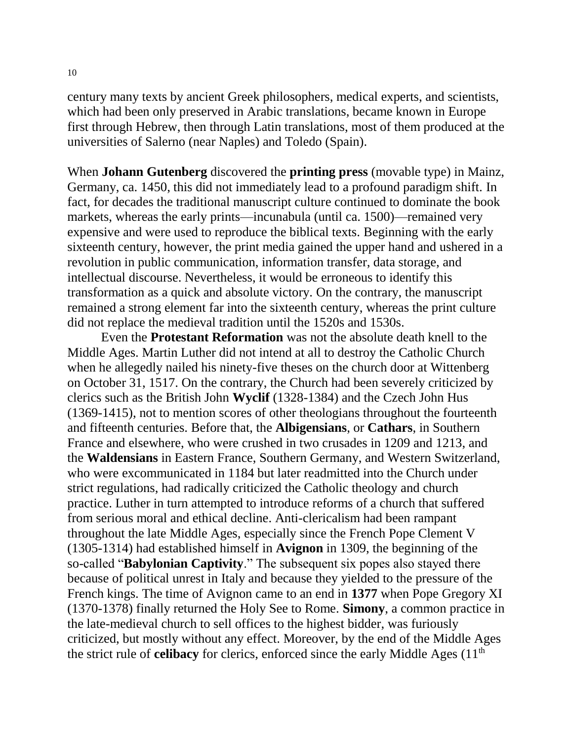century many texts by ancient Greek philosophers, medical experts, and scientists, which had been only preserved in Arabic translations, became known in Europe first through Hebrew, then through Latin translations, most of them produced at the universities of Salerno (near Naples) and Toledo (Spain).

When **Johann Gutenberg** discovered the **printing press** (movable type) in Mainz, Germany, ca. 1450, this did not immediately lead to a profound paradigm shift. In fact, for decades the traditional manuscript culture continued to dominate the book markets, whereas the early prints—incunabula (until ca. 1500)—remained very expensive and were used to reproduce the biblical texts. Beginning with the early sixteenth century, however, the print media gained the upper hand and ushered in a revolution in public communication, information transfer, data storage, and intellectual discourse. Nevertheless, it would be erroneous to identify this transformation as a quick and absolute victory. On the contrary, the manuscript remained a strong element far into the sixteenth century, whereas the print culture did not replace the medieval tradition until the 1520s and 1530s.

Even the **Protestant Reformation** was not the absolute death knell to the Middle Ages. Martin Luther did not intend at all to destroy the Catholic Church when he allegedly nailed his ninety-five theses on the church door at Wittenberg on October 31, 1517. On the contrary, the Church had been severely criticized by clerics such as the British John **Wyclif** (1328-1384) and the Czech John Hus (1369-1415), not to mention scores of other theologians throughout the fourteenth and fifteenth centuries. Before that, the **Albigensians**, or **Cathars**, in Southern France and elsewhere, who were crushed in two crusades in 1209 and 1213, and the **Waldensians** in Eastern France, Southern Germany, and Western Switzerland, who were excommunicated in 1184 but later readmitted into the Church under strict regulations, had radically criticized the Catholic theology and church practice. Luther in turn attempted to introduce reforms of a church that suffered from serious moral and ethical decline. Anti-clericalism had been rampant throughout the late Middle Ages, especially since the French Pope Clement V (1305-1314) had established himself in **Avignon** in 1309, the beginning of the so-called "**Babylonian Captivity**." The subsequent six popes also stayed there because of political unrest in Italy and because they yielded to the pressure of the French kings. The time of Avignon came to an end in **1377** when Pope Gregory XI (1370-1378) finally returned the Holy See to Rome. **Simony**, a common practice in the late-medieval church to sell offices to the highest bidder, was furiously criticized, but mostly without any effect. Moreover, by the end of the Middle Ages the strict rule of **celibacy** for clerics, enforced since the early Middle Ages (11th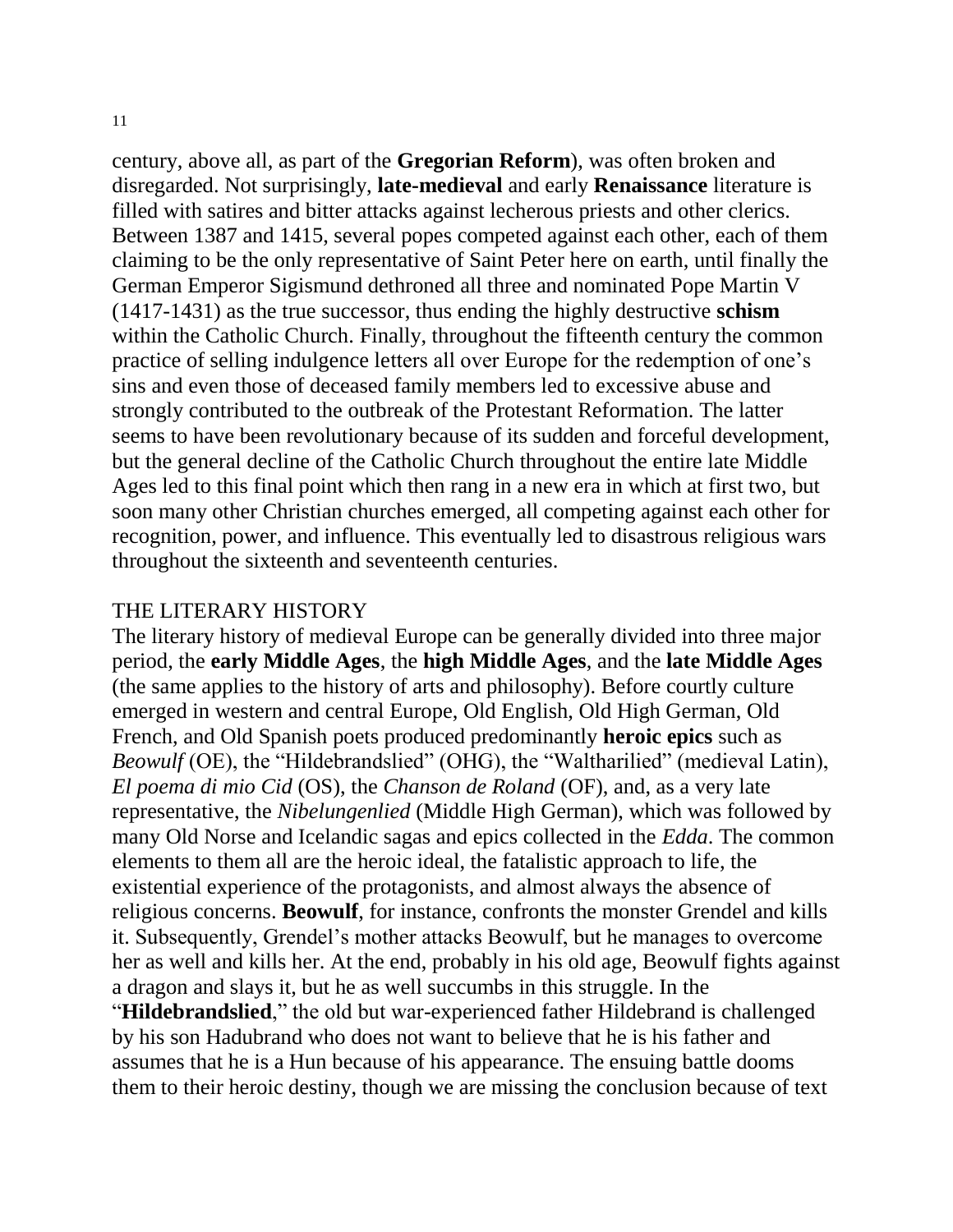century, above all, as part of the **Gregorian Reform**), was often broken and disregarded. Not surprisingly, **late-medieval** and early **Renaissance** literature is filled with satires and bitter attacks against lecherous priests and other clerics. Between 1387 and 1415, several popes competed against each other, each of them claiming to be the only representative of Saint Peter here on earth, until finally the German Emperor Sigismund dethroned all three and nominated Pope Martin V (1417-1431) as the true successor, thus ending the highly destructive **schism** within the Catholic Church. Finally, throughout the fifteenth century the common practice of selling indulgence letters all over Europe for the redemption of one's sins and even those of deceased family members led to excessive abuse and strongly contributed to the outbreak of the Protestant Reformation. The latter seems to have been revolutionary because of its sudden and forceful development, but the general decline of the Catholic Church throughout the entire late Middle Ages led to this final point which then rang in a new era in which at first two, but soon many other Christian churches emerged, all competing against each other for recognition, power, and influence. This eventually led to disastrous religious wars throughout the sixteenth and seventeenth centuries.

## THE LITERARY HISTORY

The literary history of medieval Europe can be generally divided into three major period, the **early Middle Ages**, the **high Middle Ages**, and the **late Middle Ages** (the same applies to the history of arts and philosophy). Before courtly culture emerged in western and central Europe, Old English, Old High German, Old French, and Old Spanish poets produced predominantly **heroic epics** such as *Beowulf* (OE), the "Hildebrandslied" (OHG), the "Waltharilied" (medieval Latin), *El poema di mio Cid* (OS), the *Chanson de Roland* (OF), and, as a very late representative, the *Nibelungenlied* (Middle High German), which was followed by many Old Norse and Icelandic sagas and epics collected in the *Edda*. The common elements to them all are the heroic ideal, the fatalistic approach to life, the existential experience of the protagonists, and almost always the absence of religious concerns. **Beowulf**, for instance, confronts the monster Grendel and kills it. Subsequently, Grendel's mother attacks Beowulf, but he manages to overcome her as well and kills her. At the end, probably in his old age, Beowulf fights against a dragon and slays it, but he as well succumbs in this struggle. In the "**Hildebrandslied**," the old but war-experienced father Hildebrand is challenged by his son Hadubrand who does not want to believe that he is his father and assumes that he is a Hun because of his appearance. The ensuing battle dooms them to their heroic destiny, though we are missing the conclusion because of text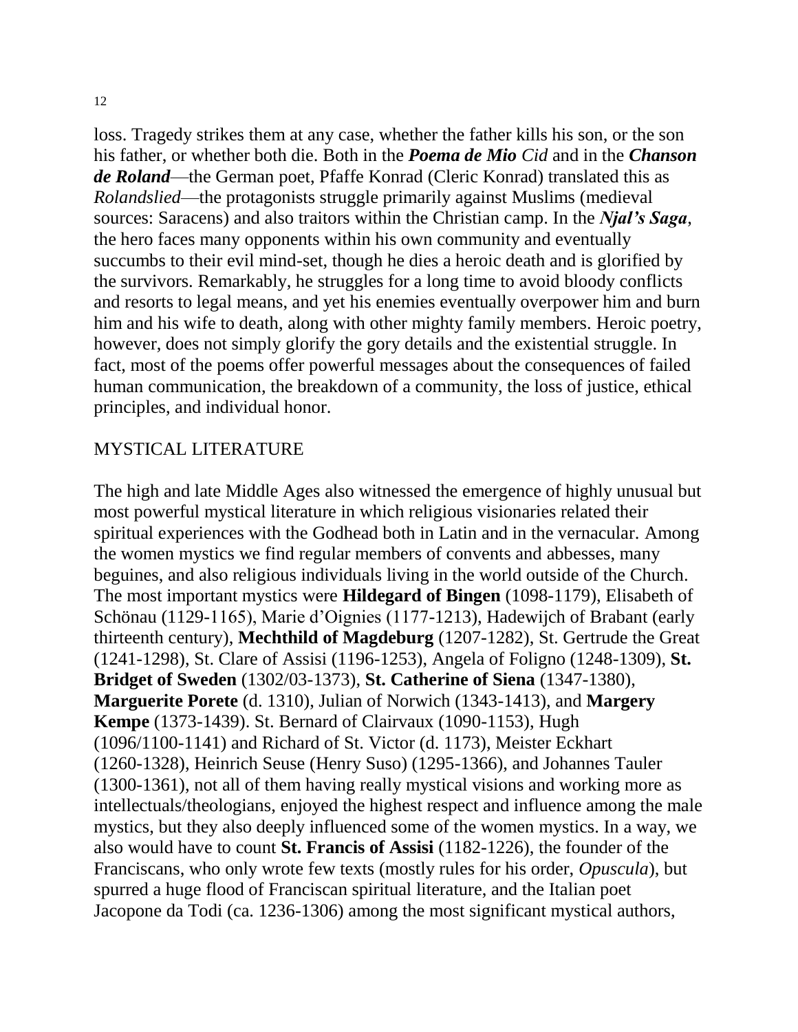loss. Tragedy strikes them at any case, whether the father kills his son, or the son his father, or whether both die. Both in the ***Poema de Mio*** *Cid* and in the ***Chanson de Roland***—the German poet, Pfaffe Konrad (Cleric Konrad) translated this as *Rolandslied*—the protagonists struggle primarily against Muslims (medieval sources: Saracens) and also traitors within the Christian camp. In the ***Njal's Saga***, the hero faces many opponents within his own community and eventually succumbs to their evil mind-set, though he dies a heroic death and is glorified by the survivors. Remarkably, he struggles for a long time to avoid bloody conflicts and resorts to legal means, and yet his enemies eventually overpower him and burn him and his wife to death, along with other mighty family members. Heroic poetry, however, does not simply glorify the gory details and the existential struggle. In fact, most of the poems offer powerful messages about the consequences of failed human communication, the breakdown of a community, the loss of justice, ethical principles, and individual honor.

## MYSTICAL LITERATURE

The high and late Middle Ages also witnessed the emergence of highly unusual but most powerful mystical literature in which religious visionaries related their spiritual experiences with the Godhead both in Latin and in the vernacular. Among the women mystics we find regular members of convents and abbesses, many beguines, and also religious individuals living in the world outside of the Church. The most important mystics were **Hildegard of Bingen** (1098-1179), Elisabeth of Schönau (1129-1165), Marie d'Oignies (1177-1213), Hadewijch of Brabant (early thirteenth century), **Mechthild of Magdeburg** (1207-1282), St. Gertrude the Great (1241-1298), St. Clare of Assisi (1196-1253), Angela of Foligno (1248-1309), **St. Bridget of Sweden** (1302/03-1373), **St. Catherine of Siena** (1347-1380), **Marguerite Porete** (d. 1310), Julian of Norwich (1343-1413), and **Margery Kempe** (1373-1439). St. Bernard of Clairvaux (1090-1153), Hugh (1096/1100-1141) and Richard of St. Victor (d. 1173), Meister Eckhart (1260-1328), Heinrich Seuse (Henry Suso) (1295-1366), and Johannes Tauler (1300-1361), not all of them having really mystical visions and working more as intellectuals/theologians, enjoyed the highest respect and influence among the male mystics, but they also deeply influenced some of the women mystics. In a way, we also would have to count **St. Francis of Assisi** (1182-1226), the founder of the Franciscans, who only wrote few texts (mostly rules for his order, *Opuscula*), but spurred a huge flood of Franciscan spiritual literature, and the Italian poet Jacopone da Todi (ca. 1236-1306) among the most significant mystical authors,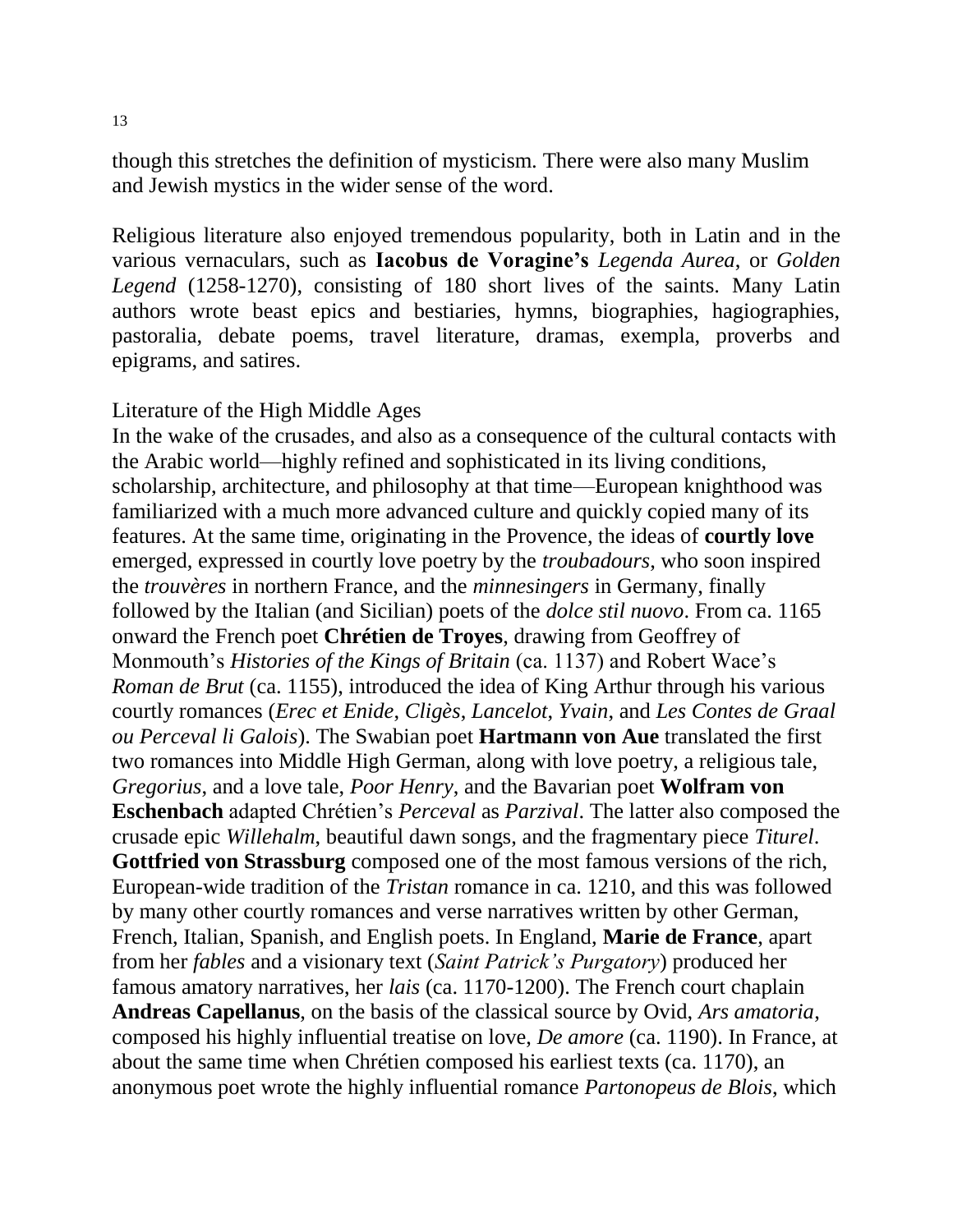though this stretches the definition of mysticism. There were also many Muslim and Jewish mystics in the wider sense of the word.

Religious literature also enjoyed tremendous popularity, both in Latin and in the various vernaculars, such as **Iacobus de Voragine's** *Legenda Aurea*, or *Golden Legend* (1258-1270), consisting of 180 short lives of the saints. Many Latin authors wrote beast epics and bestiaries, hymns, biographies, hagiographies, pastoralia, debate poems, travel literature, dramas, exempla, proverbs and epigrams, and satires.

## Literature of the High Middle Ages

In the wake of the crusades, and also as a consequence of the cultural contacts with the Arabic world—highly refined and sophisticated in its living conditions, scholarship, architecture, and philosophy at that time—European knighthood was familiarized with a much more advanced culture and quickly copied many of its features. At the same time, originating in the Provence, the ideas of **courtly love** emerged, expressed in courtly love poetry by the *troubadours*, who soon inspired the *trouvères* in northern France, and the *minnesingers* in Germany, finally followed by the Italian (and Sicilian) poets of the *dolce stil nuovo*. From ca. 1165 onward the French poet **Chrétien de Troyes**, drawing from Geoffrey of Monmouth's *Histories of the Kings of Britain* (ca. 1137) and Robert Wace's *Roman de Brut* (ca. 1155), introduced the idea of King Arthur through his various courtly romances (*Erec et Enide*, *Cligès*, *Lancelot*, *Yvain*, and *Les Contes de Graal ou Perceval li Galois*). The Swabian poet **Hartmann von Aue** translated the first two romances into Middle High German, along with love poetry, a religious tale, *Gregorius*, and a love tale, *Poor Henry*, and the Bavarian poet **Wolfram von Eschenbach** adapted Chrétien's *Perceval* as *Parzival*. The latter also composed the crusade epic *Willehalm*, beautiful dawn songs, and the fragmentary piece *Titurel*. **Gottfried von Strassburg** composed one of the most famous versions of the rich, European-wide tradition of the *Tristan* romance in ca. 1210, and this was followed by many other courtly romances and verse narratives written by other German, French, Italian, Spanish, and English poets. In England, **Marie de France**, apart from her *fables* and a visionary text (*Saint Patrick's Purgatory*) produced her famous amatory narratives, her *lais* (ca. 1170-1200). The French court chaplain **Andreas Capellanus**, on the basis of the classical source by Ovid, *Ars amatoria*, composed his highly influential treatise on love, *De amore* (ca. 1190). In France, at about the same time when Chrétien composed his earliest texts (ca. 1170), an anonymous poet wrote the highly influential romance *Partonopeus de Blois*, which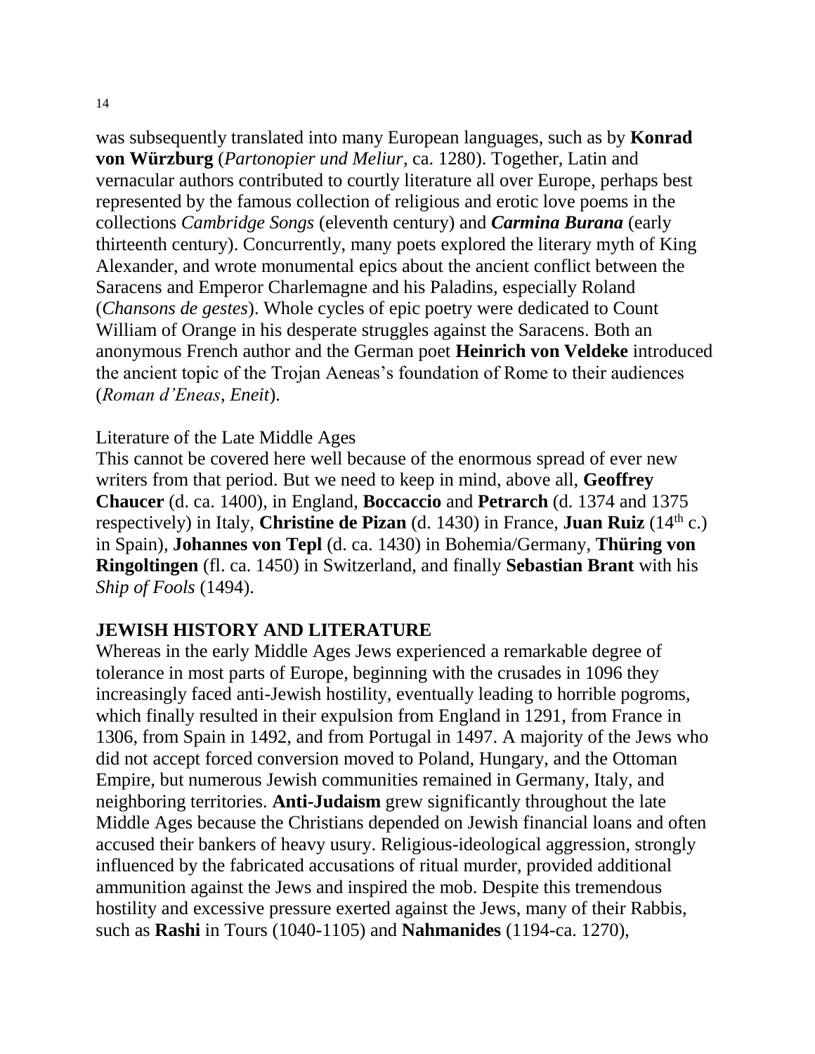was subsequently translated into many European languages, such as by **Konrad von Würzburg** (*Partonopier und Meliur*, ca. 1280). Together, Latin and vernacular authors contributed to courtly literature all over Europe, perhaps best represented by the famous collection of religious and erotic love poems in the collections *Cambridge Songs* (eleventh century) and ***Carmina Burana*** (early thirteenth century). Concurrently, many poets explored the literary myth of King Alexander, and wrote monumental epics about the ancient conflict between the Saracens and Emperor Charlemagne and his Paladins, especially Roland (*Chansons de gestes*). Whole cycles of epic poetry were dedicated to Count William of Orange in his desperate struggles against the Saracens. Both an anonymous French author and the German poet **Heinrich von Veldeke** introduced the ancient topic of the Trojan Aeneas's foundation of Rome to their audiences (*Roman d'Eneas*, *Eneit*).

Literature of the Late Middle Ages

This cannot be covered here well because of the enormous spread of ever new writers from that period. But we need to keep in mind, above all, **Geoffrey Chaucer** (d. ca. 1400), in England, **Boccaccio** and **Petrarch** (d. 1374 and 1375 respectively) in Italy, **Christine de Pizan** (d. 1430) in France, **Juan Ruiz** (14th c.) in Spain), **Johannes von Tepl** (d. ca. 1430) in Bohemia/Germany, **Thüring von Ringoltingen** (fl. ca. 1450) in Switzerland, and finally **Sebastian Brant** with his *Ship of Fools* (1494).

## JEWISH HISTORY AND LITERATURE

Whereas in the early Middle Ages Jews experienced a remarkable degree of tolerance in most parts of Europe, beginning with the crusades in 1096 they increasingly faced anti-Jewish hostility, eventually leading to horrible pogroms, which finally resulted in their expulsion from England in 1291, from France in 1306, from Spain in 1492, and from Portugal in 1497. A majority of the Jews who did not accept forced conversion moved to Poland, Hungary, and the Ottoman Empire, but numerous Jewish communities remained in Germany, Italy, and neighboring territories. **Anti-Judaism** grew significantly throughout the late Middle Ages because the Christians depended on Jewish financial loans and often accused their bankers of heavy usury. Religious-ideological aggression, strongly influenced by the fabricated accusations of ritual murder, provided additional ammunition against the Jews and inspired the mob. Despite this tremendous hostility and excessive pressure exerted against the Jews, many of their Rabbis, such as **Rashi** in Tours (1040-1105) and **Nahmanides** (1194-ca. 1270),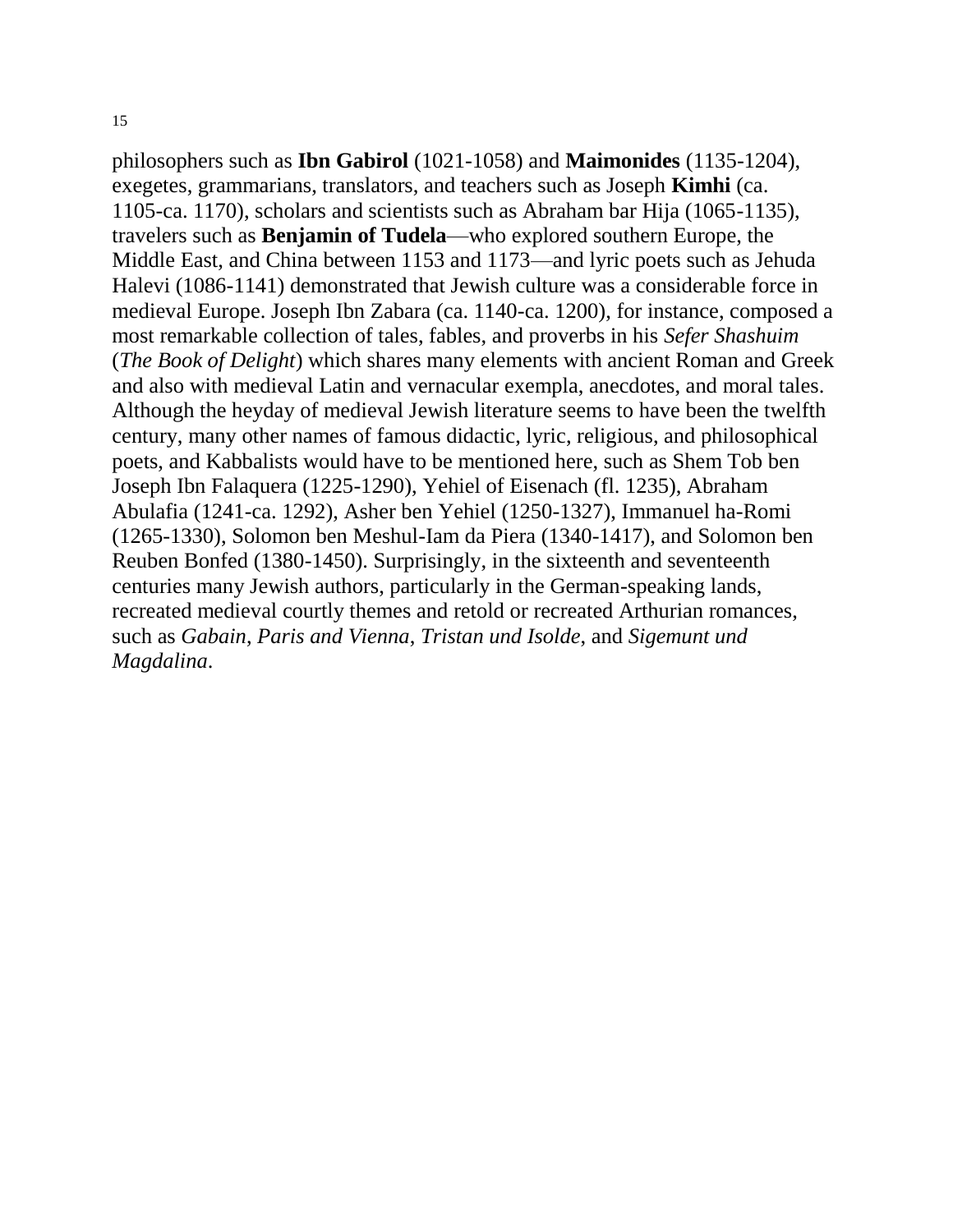philosophers such as **Ibn Gabirol** (1021-1058) and **Maimonides** (1135-1204), exegetes, grammarians, translators, and teachers such as Joseph **Kimhi** (ca. 1105-ca. 1170), scholars and scientists such as Abraham bar Hija (1065-1135), travelers such as **Benjamin of Tudela**—who explored southern Europe, the Middle East, and China between 1153 and 1173—and lyric poets such as Jehuda Halevi (1086-1141) demonstrated that Jewish culture was a considerable force in medieval Europe. Joseph Ibn Zabara (ca. 1140-ca. 1200), for instance, composed a most remarkable collection of tales, fables, and proverbs in his *Sefer Shashuim* (*The Book of Delight*) which shares many elements with ancient Roman and Greek and also with medieval Latin and vernacular exempla, anecdotes, and moral tales. Although the heyday of medieval Jewish literature seems to have been the twelfth century, many other names of famous didactic, lyric, religious, and philosophical poets, and Kabbalists would have to be mentioned here, such as Shem Tob ben Joseph Ibn Falaquera (1225-1290), Yehiel of Eisenach (fl. 1235), Abraham Abulafia (1241-ca. 1292), Asher ben Yehiel (1250-1327), Immanuel ha-Romi (1265-1330), Solomon ben Meshul-Iam da Piera (1340-1417), and Solomon ben Reuben Bonfed (1380-1450). Surprisingly, in the sixteenth and seventeenth centuries many Jewish authors, particularly in the German-speaking lands, recreated medieval courtly themes and retold or recreated Arthurian romances, such as *Gabain*, *Paris and Vienna*, *Tristan und Isolde*, and *Sigemunt und Magdalina*.